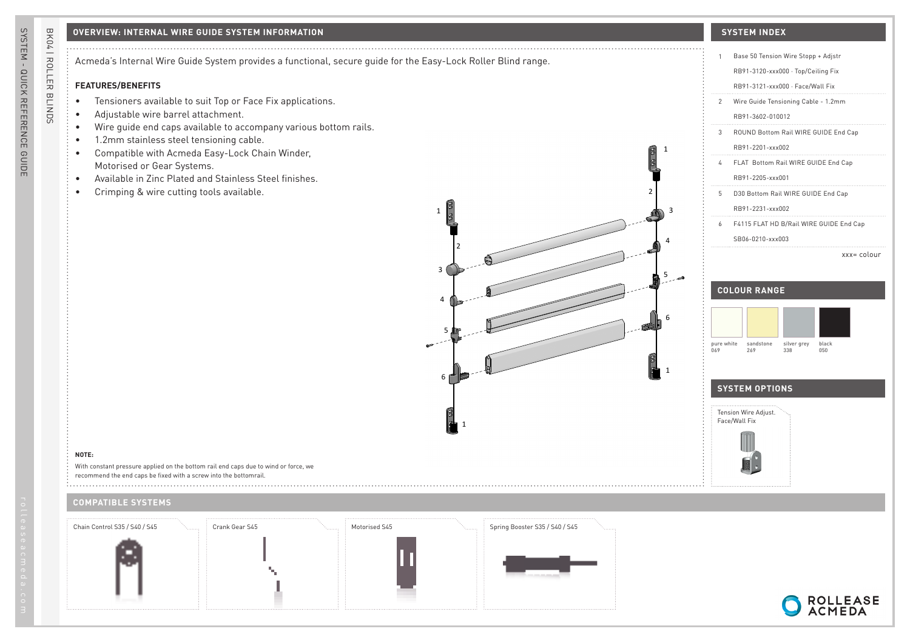## OVERVIEW: INTERNAL WIRE GUIDE SYSTEM INFORMATION

Acmeda's Internal Wire Guide System provides a functional, secure guide for the Easy-Lock Roller Blind range.

### FEATURES/BENEFITS

- Tensioners available to suit Top or Face Fix applications.
- Adjustable wire barrel attachment.
- Wire guide end caps available to accompany various bottom rails.
- 1.2mm stainless steel tensioning cable.
- Compatible with Acmeda Easy-Lock Chain Winder, Motorised or Gear Systems.
- Available in Zinc Plated and Stainless Steel finishes.
- Crimping & wire cutting tools available.

**NOTE:**

With constant pressure applied on the bottom rail end caps due to wind or force, we recommend the end caps be fixed with a screw into the bottomrail.

## SYSTEM INDEX

| | |
|---|---|
| 1 | Base 50 Tension Wire Stopp + Adjstr |
| | RB91-3120-xxx000 · Top/Ceiling Fix |
| | RB91-3121-xxx000 · Face/Wall Fix |
| 2 | Wire Guide Tensioning Cable - 1.2mm |
| | RB91-3602-010012 |
| 3 | ROUND Bottom Rail WIRE GUIDE End Cap |
| | RB91-2201-xxx002 |
| 4 | FLAT Bottom Rail WIRE GUIDE End Cap |
| | RB91-2205-xxx001 |
| 5 | D30 Bottom Rail WIRE GUIDE End Cap |
| | RB91-2231-xxx002 |
| 6 | F4115 FLAT HD B/Rail WIRE GUIDE End Cap |
| | SB06-0210-xxx003 |

xxx= colour

## COLOUR RANGE

| pure white | sandstone | silver grey | black |
|---|---|---|---|
| 069 | 269 | 338 | 050 |

## SYSTEM OPTIONS

Tension Wire Adjust. Face/Wall Fix

## COMPATIBLE SYSTEMS

- Chain Control S35 / S40 / S45
- Crank Gear S45
- Motorised S45
- Spring Booster S35 / S40 / S45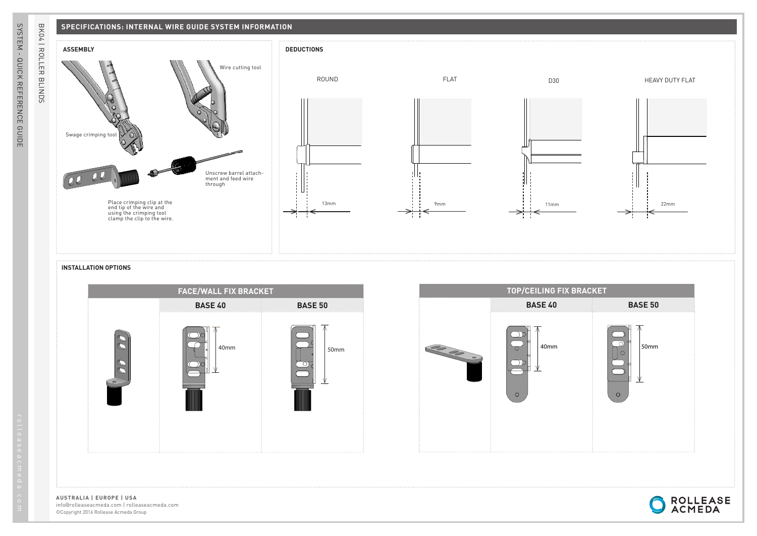## SPECIFICATIONS: INTERNAL WIRE GUIDE SYSTEM INFORMATION

### ASSEMBLY

Wire cutting tool

Swage crimping tool

Unscrew barrel attachment and feed wire through

Place crimping clip at the end tip of the wire and using the crimping tool clamp the clip to the wire.

### DEDUCTIONS

ROUND

13mm

FLAT

9mm

D30

11mm

HEAVY DUTY FLAT

22mm

### INSTALLATION OPTIONS

| FACE/WALL FIX BRACKET | | |
|---|---|---|
| | BASE 40 | BASE 50 |
| | 40mm | 50mm |

| TOP/CEILING FIX BRACKET | | |
|---|---|---|
| | BASE 40 | BASE 50 |
| | 40mm | 50mm |

**AUSTRALIA | EUROPE | USA**
info@rolleaseacmeda.com | rolleaseacmeda.com
©Copyright 2016 Rollease Acmeda Group

ROLLEASE ACMEDA